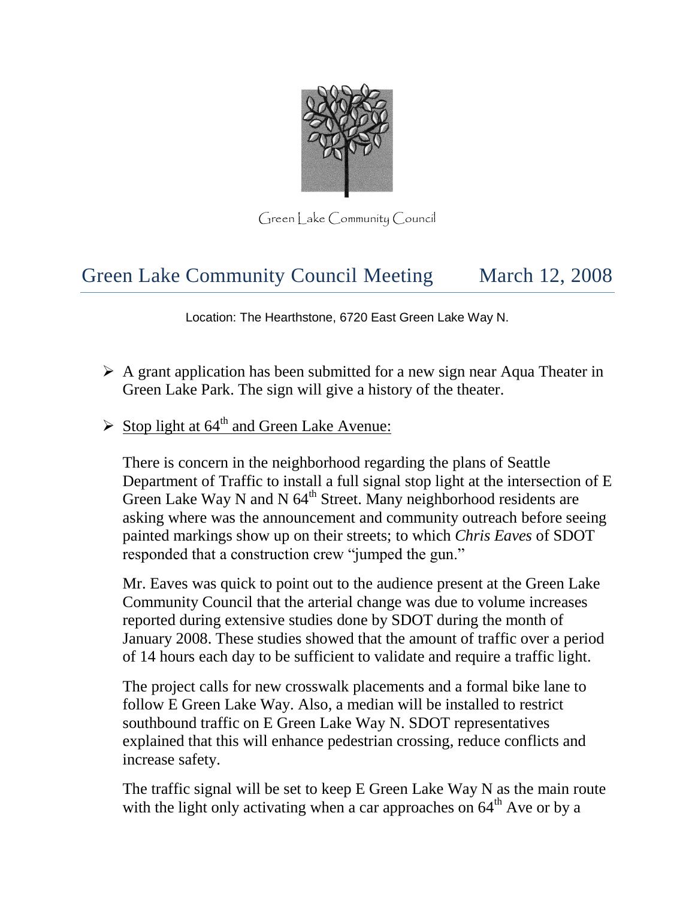Green Lake Community Council

# Green Lake Community Council Meeting March 12, 2008

Location: The Hearthstone, 6720 East Green Lake Way N.

- A grant application has been submitted for a new sign near Aqua Theater in Green Lake Park. The sign will give a history of the theater.

- <u>Stop light at 64th and Green Lake Avenue:</u>

  There is concern in the neighborhood regarding the plans of Seattle Department of Traffic to install a full signal stop light at the intersection of E Green Lake Way N and N 64th Street. Many neighborhood residents are asking where was the announcement and community outreach before seeing painted markings show up on their streets; to which *Chris Eaves* of SDOT responded that a construction crew "jumped the gun."

  Mr. Eaves was quick to point out to the audience present at the Green Lake Community Council that the arterial change was due to volume increases reported during extensive studies done by SDOT during the month of January 2008. These studies showed that the amount of traffic over a period of 14 hours each day to be sufficient to validate and require a traffic light.

  The project calls for new crosswalk placements and a formal bike lane to follow E Green Lake Way. Also, a median will be installed to restrict southbound traffic on E Green Lake Way N. SDOT representatives explained that this will enhance pedestrian crossing, reduce conflicts and increase safety.

  The traffic signal will be set to keep E Green Lake Way N as the main route with the light only activating when a car approaches on 64th Ave or by a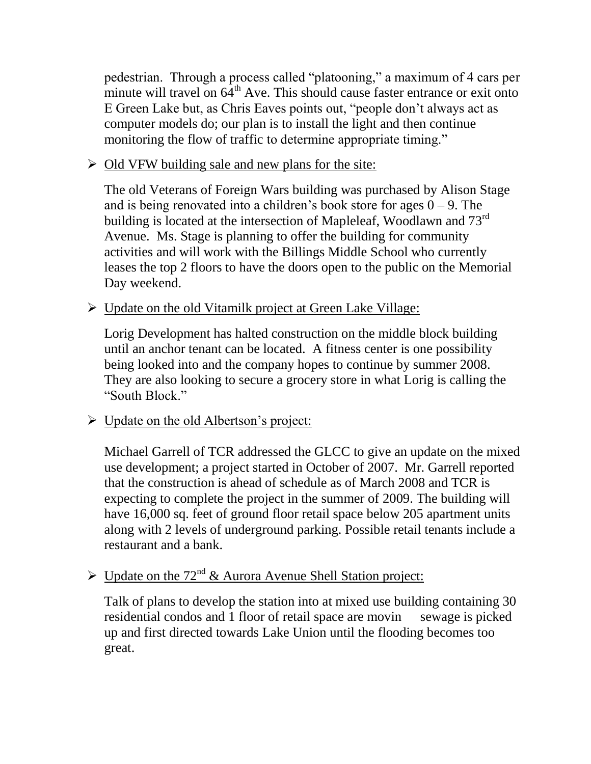pedestrian. Through a process called "platooning," a maximum of 4 cars per minute will travel on 64th Ave. This should cause faster entrance or exit onto E Green Lake but, as Chris Eaves points out, "people don't always act as computer models do; our plan is to install the light and then continue monitoring the flow of traffic to determine appropriate timing."

- <u>Old VFW building sale and new plans for the site:</u>

  The old Veterans of Foreign Wars building was purchased by Alison Stage and is being renovated into a children's book store for ages 0 – 9. The building is located at the intersection of Mapleleaf, Woodlawn and 73rd Avenue. Ms. Stage is planning to offer the building for community activities and will work with the Billings Middle School who currently leases the top 2 floors to have the doors open to the public on the Memorial Day weekend.

- <u>Update on the old Vitamilk project at Green Lake Village:</u>

  Lorig Development has halted construction on the middle block building until an anchor tenant can be located. A fitness center is one possibility being looked into and the company hopes to continue by summer 2008. They are also looking to secure a grocery store in what Lorig is calling the "South Block."

- <u>Update on the old Albertson's project:</u>

  Michael Garrell of TCR addressed the GLCC to give an update on the mixed use development; a project started in October of 2007. Mr. Garrell reported that the construction is ahead of schedule as of March 2008 and TCR is expecting to complete the project in the summer of 2009. The building will have 16,000 sq. feet of ground floor retail space below 205 apartment units along with 2 levels of underground parking. Possible retail tenants include a restaurant and a bank.

- <u>Update on the 72nd & Aurora Avenue Shell Station project:</u>

  Talk of plans to develop the station into at mixed use building containing 30 residential condos and 1 floor of retail space are movin sewage is picked up and first directed towards Lake Union until the flooding becomes too great.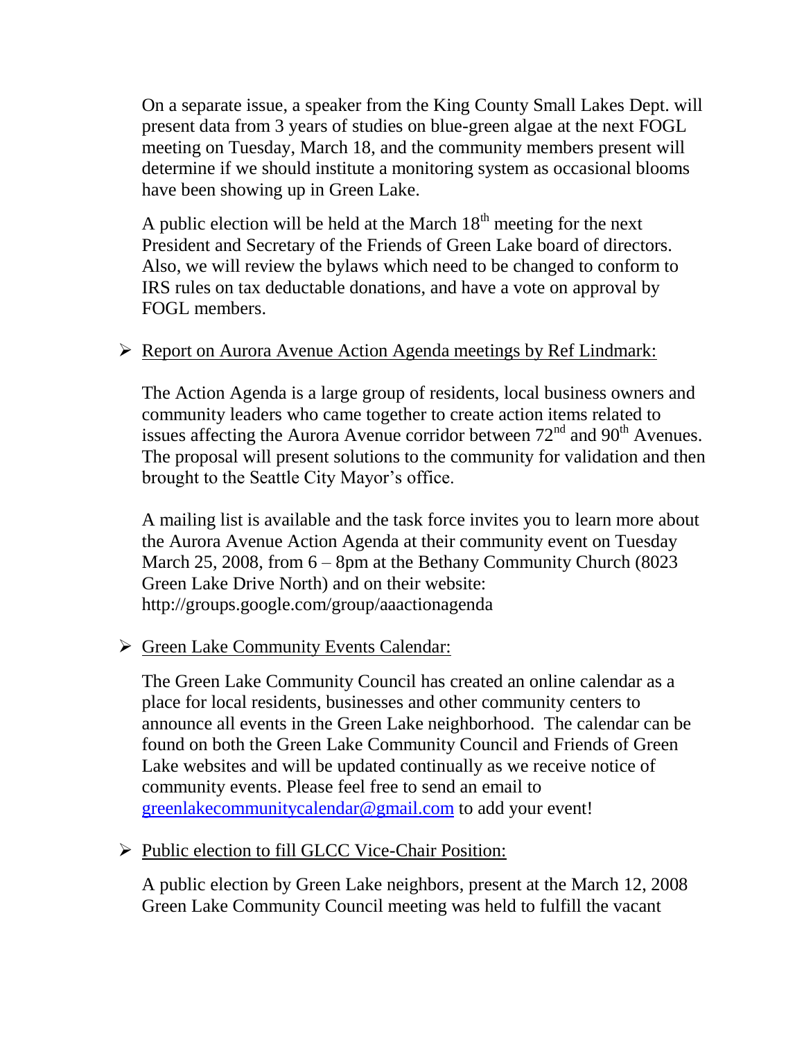On a separate issue, a speaker from the King County Small Lakes Dept. will present data from 3 years of studies on blue-green algae at the next FOGL meeting on Tuesday, March 18, and the community members present will determine if we should institute a monitoring system as occasional blooms have been showing up in Green Lake.

A public election will be held at the March 18th meeting for the next President and Secretary of the Friends of Green Lake board of directors. Also, we will review the bylaws which need to be changed to conform to IRS rules on tax deductable donations, and have a vote on approval by FOGL members.

- Report on Aurora Avenue Action Agenda meetings by Ref Lindmark:

  The Action Agenda is a large group of residents, local business owners and community leaders who came together to create action items related to issues affecting the Aurora Avenue corridor between 72nd and 90th Avenues. The proposal will present solutions to the community for validation and then brought to the Seattle City Mayor's office.

  A mailing list is available and the task force invites you to learn more about the Aurora Avenue Action Agenda at their community event on Tuesday March 25, 2008, from 6 – 8pm at the Bethany Community Church (8023 Green Lake Drive North) and on their website: http://groups.google.com/group/aaactionagenda

- Green Lake Community Events Calendar:

  The Green Lake Community Council has created an online calendar as a place for local residents, businesses and other community centers to announce all events in the Green Lake neighborhood. The calendar can be found on both the Green Lake Community Council and Friends of Green Lake websites and will be updated continually as we receive notice of community events. Please feel free to send an email to greenlakecommunitycalendar@gmail.com to add your event!

- Public election to fill GLCC Vice-Chair Position:

  A public election by Green Lake neighbors, present at the March 12, 2008 Green Lake Community Council meeting was held to fulfill the vacant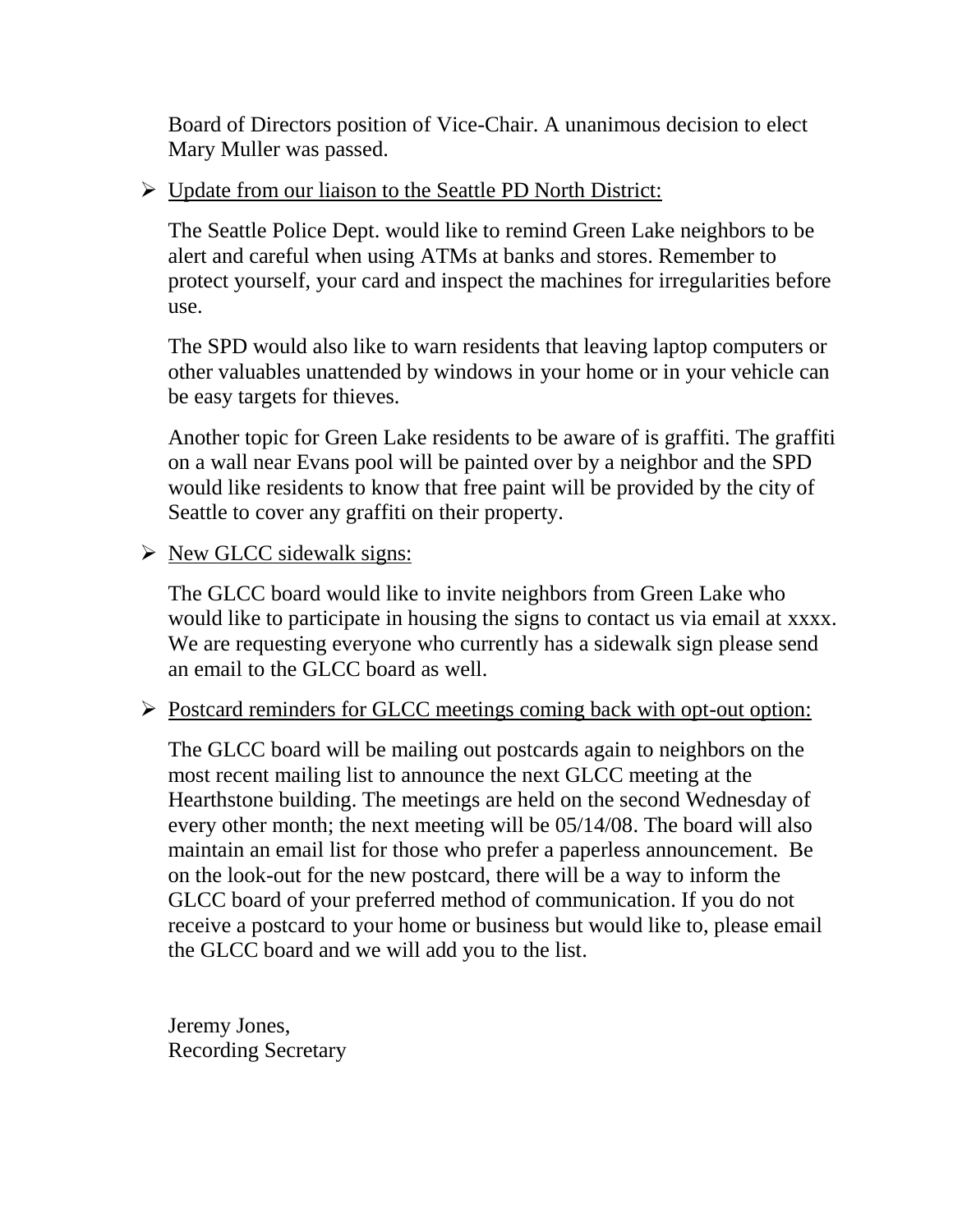Board of Directors position of Vice-Chair. A unanimous decision to elect Mary Muller was passed.

- Update from our liaison to the Seattle PD North District:

  The Seattle Police Dept. would like to remind Green Lake neighbors to be alert and careful when using ATMs at banks and stores. Remember to protect yourself, your card and inspect the machines for irregularities before use.

  The SPD would also like to warn residents that leaving laptop computers or other valuables unattended by windows in your home or in your vehicle can be easy targets for thieves.

  Another topic for Green Lake residents to be aware of is graffiti. The graffiti on a wall near Evans pool will be painted over by a neighbor and the SPD would like residents to know that free paint will be provided by the city of Seattle to cover any graffiti on their property.

- New GLCC sidewalk signs:

  The GLCC board would like to invite neighbors from Green Lake who would like to participate in housing the signs to contact us via email at xxxx. We are requesting everyone who currently has a sidewalk sign please send an email to the GLCC board as well.

- Postcard reminders for GLCC meetings coming back with opt-out option:

  The GLCC board will be mailing out postcards again to neighbors on the most recent mailing list to announce the next GLCC meeting at the Hearthstone building. The meetings are held on the second Wednesday of every other month; the next meeting will be 05/14/08. The board will also maintain an email list for those who prefer a paperless announcement. Be on the look-out for the new postcard, there will be a way to inform the GLCC board of your preferred method of communication. If you do not receive a postcard to your home or business but would like to, please email the GLCC board and we will add you to the list.

Jeremy Jones,
Recording Secretary